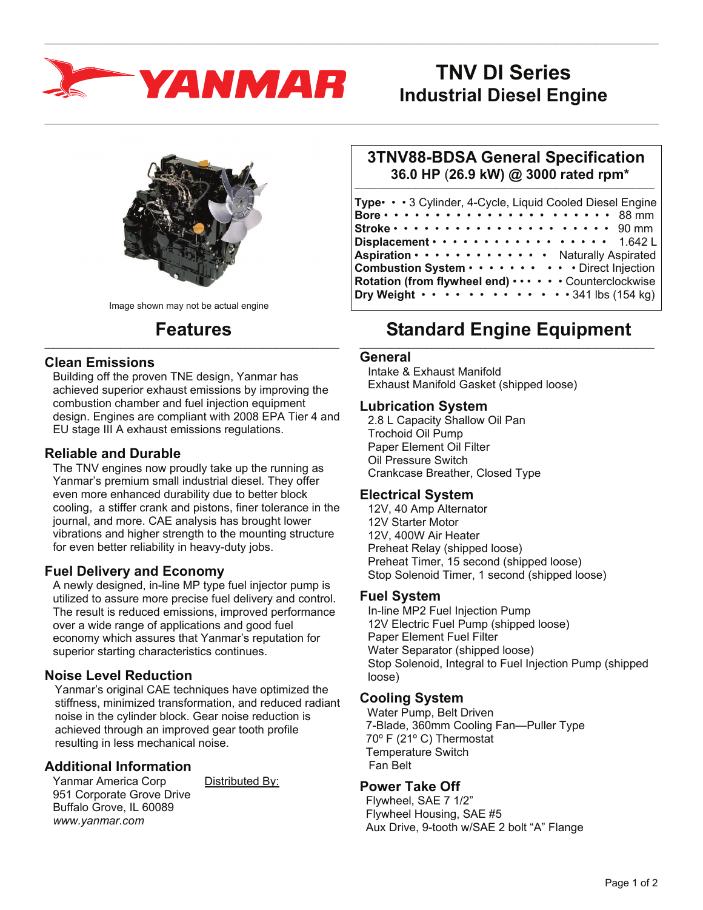# YANMAR

# TNV DI Series Industrial Diesel Engine

Image shown may not be actual engine

## 3TNV88-BDSA General Specification

**36.0 HP (26.9 kW) @ 3000 rated rpm***

| | |
|---|---|
| **Type** | 3 Cylinder, 4-Cycle, Liquid Cooled Diesel Engine |
| **Bore** | 88 mm |
| **Stroke** | 90 mm |
| **Displacement** | 1.642 L |
| **Aspiration** | Naturally Aspirated |
| **Combustion System** | Direct Injection |
| **Rotation (from flywheel end)** | Counterclockwise |
| **Dry Weight** | 341 lbs (154 kg) |

## Features

### Clean Emissions

Building off the proven TNE design, Yanmar has achieved superior exhaust emissions by improving the combustion chamber and fuel injection equipment design. Engines are compliant with 2008 EPA Tier 4 and EU stage III A exhaust emissions regulations.

### Reliable and Durable

The TNV engines now proudly take up the running as Yanmar's premium small industrial diesel. They offer even more enhanced durability due to better block cooling, a stiffer crank and pistons, finer tolerance in the journal, and more. CAE analysis has brought lower vibrations and higher strength to the mounting structure for even better reliability in heavy-duty jobs.

### Fuel Delivery and Economy

A newly designed, in-line MP type fuel injector pump is utilized to assure more precise fuel delivery and control. The result is reduced emissions, improved performance over a wide range of applications and good fuel economy which assures that Yanmar's reputation for superior starting characteristics continues.

### Noise Level Reduction

Yanmar's original CAE techniques have optimized the stiffness, minimized transformation, and reduced radiant noise in the cylinder block. Gear noise reduction is achieved through an improved gear tooth profile resulting in less mechanical noise.

### Additional Information

Yanmar America Corp
951 Corporate Grove Drive
Buffalo Grove, IL 60089
*www.yanmar.com*

Distributed By:

## Standard Engine Equipment

### General

Intake & Exhaust Manifold
Exhaust Manifold Gasket (shipped loose)

### Lubrication System

2.8 L Capacity Shallow Oil Pan
Trochoid Oil Pump
Paper Element Oil Filter
Oil Pressure Switch
Crankcase Breather, Closed Type

### Electrical System

12V, 40 Amp Alternator
12V Starter Motor
12V, 400W Air Heater
Preheat Relay (shipped loose)
Preheat Timer, 15 second (shipped loose)
Stop Solenoid Timer, 1 second (shipped loose)

### Fuel System

In-line MP2 Fuel Injection Pump
12V Electric Fuel Pump (shipped loose)
Paper Element Fuel Filter
Water Separator (shipped loose)
Stop Solenoid, Integral to Fuel Injection Pump (shipped loose)

### Cooling System

Water Pump, Belt Driven
7-Blade, 360mm Cooling Fan—Puller Type
70º F (21º C) Thermostat
Temperature Switch
Fan Belt

### Power Take Off

Flywheel, SAE 7 1/2"
Flywheel Housing, SAE #5
Aux Drive, 9-tooth w/SAE 2 bolt "A" Flange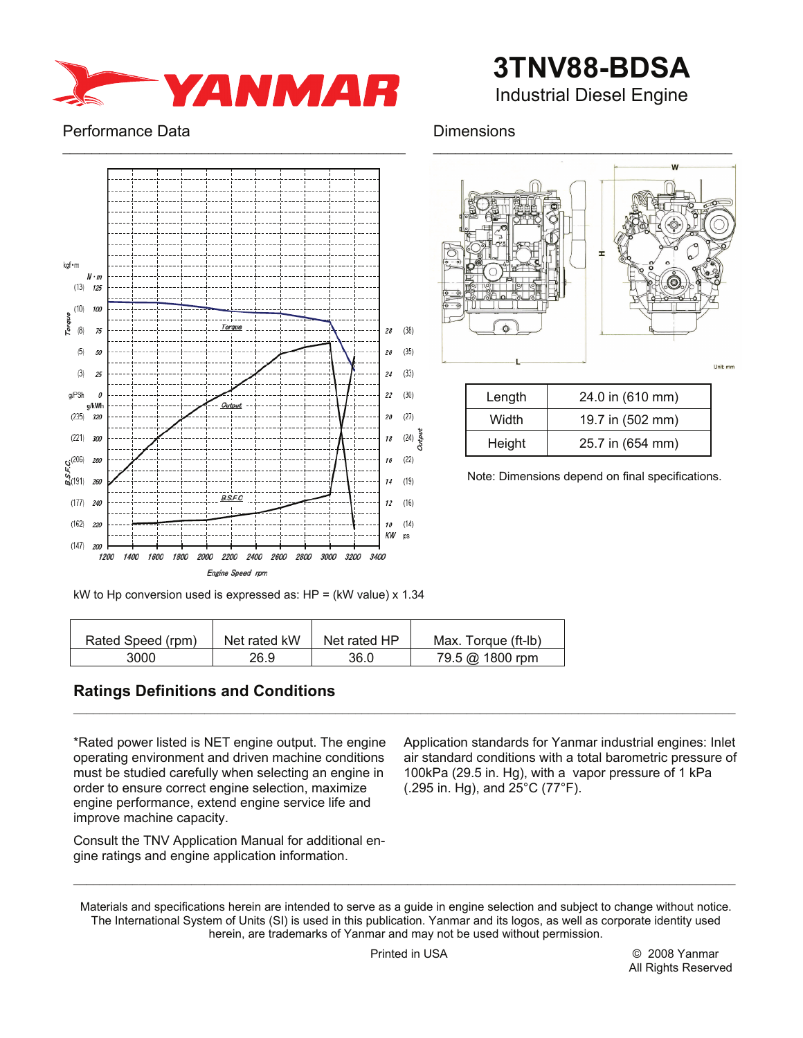# YANMAR

# 3TNV88-BDSA

Industrial Diesel Engine

## Performance Data

kgf•m
N•m
(13) 125
(10) 100
Torque
(8) 75
(5) 50
(3) 25
g/PSh 0
g/kWh
(235) 320
(221) 300
(206) 280
B.S.F.C.
(191) 260
(177) 240
(162) 220
(147) 200

1200 1400 1600 1800 2000 2200 2400 2600 2800 3000 3200 3400

Engine Speed rpm

Torque
Output
B.S.F.C

28 (38)
26 (35)
24 (33)
22 (30)
20 (27)
18 (24)
16 (22)
14 (19)
12 (16)
10 (14)
KW ps
Output

kW to Hp conversion used is expressed as: HP = (kW value) x 1.34

| Rated Speed (rpm) | Net rated kW | Net rated HP | Max. Torque (ft-lb) |
|---|---|---|---|
| 3000 | 26.9 | 36.0 | 79.5 @ 1800 rpm |

## Dimensions

W
H
L
Unit: mm

| Length | 24.0 in (610 mm) |
|---|---|
| Width | 19.7 in (502 mm) |
| Height | 25.7 in (654 mm) |

Note: Dimensions depend on final specifications.

## Ratings Definitions and Conditions

*Rated power listed is NET engine output. The engine operating environment and driven machine conditions must be studied carefully when selecting an engine in order to ensure correct engine selection, maximize engine performance, extend engine service life and improve machine capacity.

Consult the TNV Application Manual for additional engine ratings and engine application information.

Application standards for Yanmar industrial engines: Inlet air standard conditions with a total barometric pressure of 100kPa (29.5 in. Hg), with a vapor pressure of 1 kPa (.295 in. Hg), and 25°C (77°F).

Materials and specifications herein are intended to serve as a guide in engine selection and subject to change without notice. The International System of Units (SI) is used in this publication. Yanmar and its logos, as well as corporate identity used herein, are trademarks of Yanmar and may not be used without permission.

Printed in USA

© 2008 Yanmar
All Rights Reserved